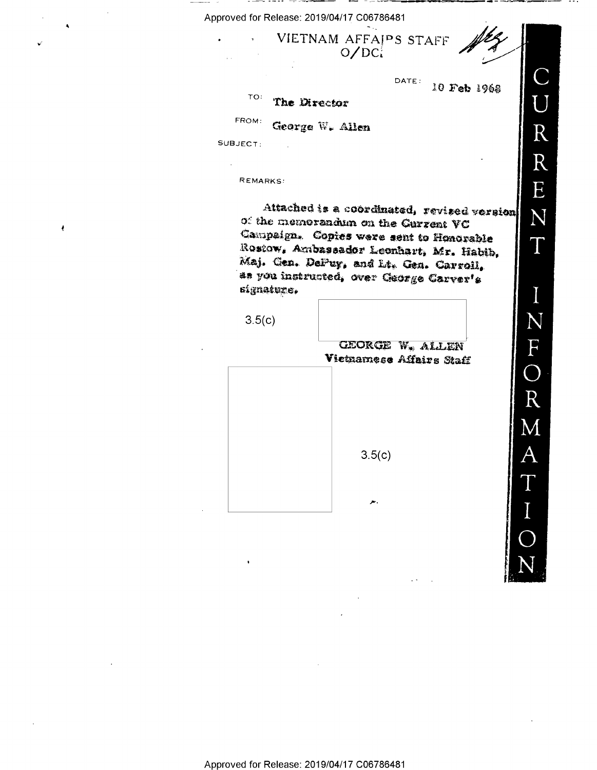VIETNAM AFFAIRS STAFF
O/DCI

DATE: 10 Feb 1968

TO: The Director

FROM: George W. Allen

SUBJECT:

REMARKS:

Attached is a coordinated, revised version of the memorandum on the Current VC Campaign. Copies were sent to Honorable Rostow, Ambassador Leonhart, Mr. Habib, Maj. Gen. DePuy, and Lt. Gen. Carroll, as you instructed, over George Carver's signature.

3.5(c)

GEORGE W. ALLEN
Vietnamese Affairs Staff

3.5(c)

CURRENT INFORMATION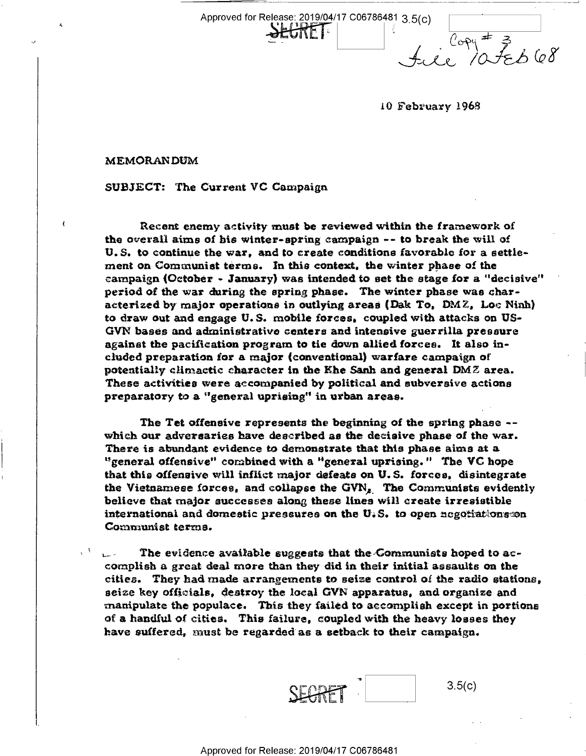10 February 1968

MEMORANDUM

SUBJECT: The Current VC Campaign

Recent enemy activity must be reviewed within the framework of the overall aims of his winter-spring campaign -- to break the will of U.S. to continue the war, and to create conditions favorable for a settlement on Communist terms. In this context, the winter phase of the campaign (October - January) was intended to set the stage for a "decisive" period of the war during the spring phase. The winter phase was characterized by major operations in outlying areas (Dak To, DMZ, Loc Ninh) to draw out and engage U.S. mobile forces, coupled with attacks on US-GVN bases and administrative centers and intensive guerrilla pressure against the pacification program to tie down allied forces. It also included preparation for a major (conventional) warfare campaign of potentially climactic character in the Khe Sanh and general DMZ area. These activities were accompanied by political and subversive actions preparatory to a "general uprising" in urban areas.

The Tet offensive represents the beginning of the spring phase -- which our adversaries have described as the decisive phase of the war. There is abundant evidence to demonstrate that this phase aims at a "general offensive" combined with a "general uprising." The VC hope that this offensive will inflict major defeats on U.S. forces, disintegrate the Vietnamese forces, and collapse the GVN. The Communists evidently believe that major successes along these lines will create irresistible international and domestic pressures on the U.S. to open negotiations on Communist terms.

The evidence available suggests that the Communists hoped to accomplish a great deal more than they did in their initial assaults on the cities. They had made arrangements to seize control of the radio stations, seize key officials, destroy the local GVN apparatus, and organize and manipulate the populace. This they failed to accomplish except in portions of a handful of cities. This failure, coupled with the heavy losses they have suffered, must be regarded as a setback to their campaign.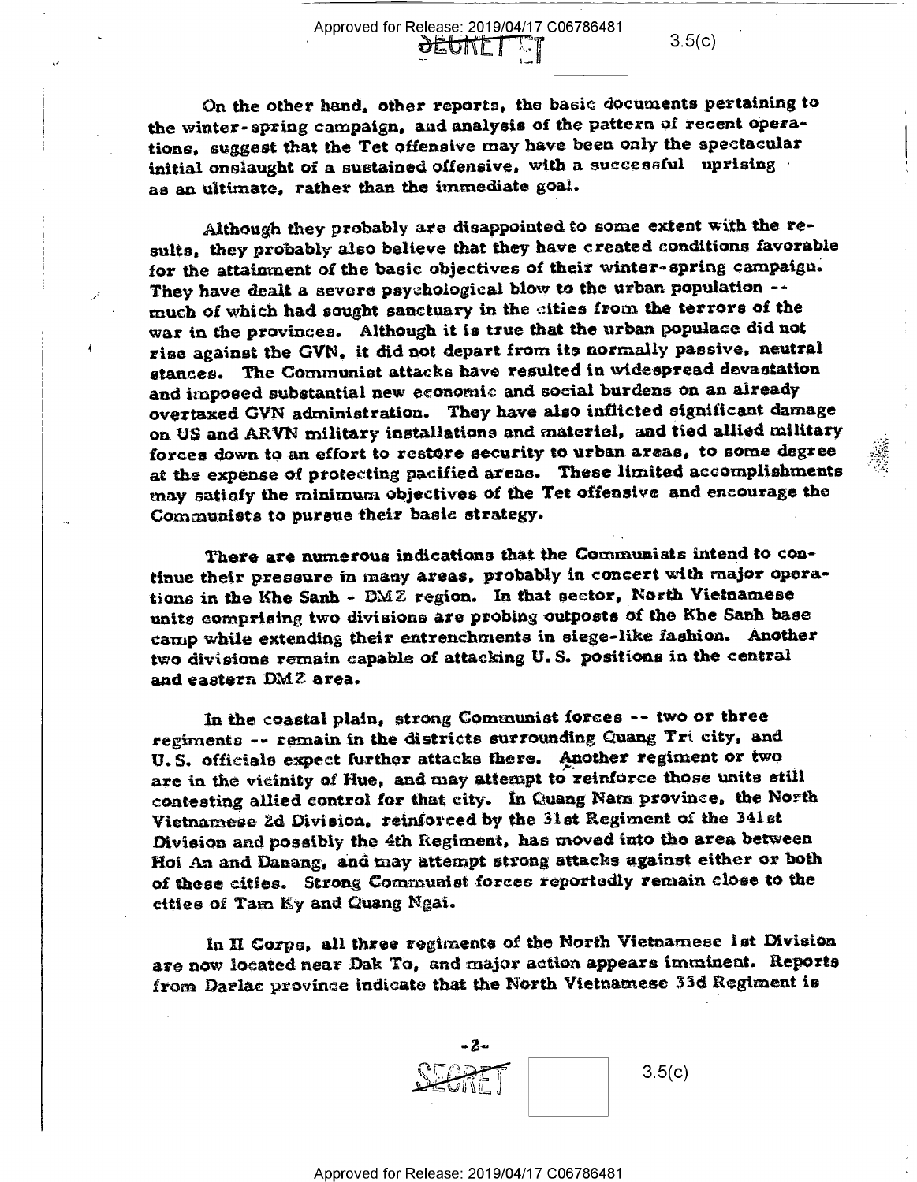On the other hand, other reports, the basic documents pertaining to the winter-spring campaign, and analysis of the pattern of recent operations, suggest that the Tet offensive may have been only the spectacular initial onslaught of a sustained offensive, with a successful uprising as an ultimate, rather than the immediate goal.

Although they probably are disappointed to some extent with the results, they probably also believe that they have created conditions favorable for the attainment of the basic objectives of their winter-spring campaign. They have dealt a severe psychological blow to the urban population -- much of which had sought sanctuary in the cities from the terrors of the war in the provinces. Although it is true that the urban populace did not rise against the GVN, it did not depart from its normally passive, neutral stances. The Communist attacks have resulted in widespread devastation and imposed substantial new economic and social burdens on an already overtaxed GVN administration. They have also inflicted significant damage on US and ARVN military installations and materiel, and tied allied military forces down to an effort to restore security to urban areas, to some degree at the expense of protecting pacified areas. These limited accomplishments may satisfy the minimum objectives of the Tet offensive and encourage the Communists to pursue their basic strategy.

There are numerous indications that the Communists intend to continue their pressure in many areas, probably in concert with major operations in the Khe Sanh - DMZ region. In that sector, North Vietnamese units comprising two divisions are probing outposts of the Khe Sanh base camp while extending their entrenchments in siege-like fashion. Another two divisions remain capable of attacking U.S. positions in the central and eastern DMZ area.

In the coastal plain, strong Communist forces -- two or three regiments -- remain in the districts surrounding Quang Tri city, and U.S. officials expect further attacks there. Another regiment or two are in the vicinity of Hue, and may attempt to reinforce those units still contesting allied control for that city. In Quang Nam province, the North Vietnamese 2d Division, reinforced by the 31st Regiment of the 341st Division and possibly the 4th Regiment, has moved into the area between Hoi An and Danang, and may attempt strong attacks against either or both of these cities. Strong Communist forces reportedly remain close to the cities of Tam Ky and Quang Ngai.

In II Corps, all three regiments of the North Vietnamese 1st Division are now located near Dak To, and major action appears imminent. Reports from Darlac province indicate that the North Vietnamese 33d Regiment is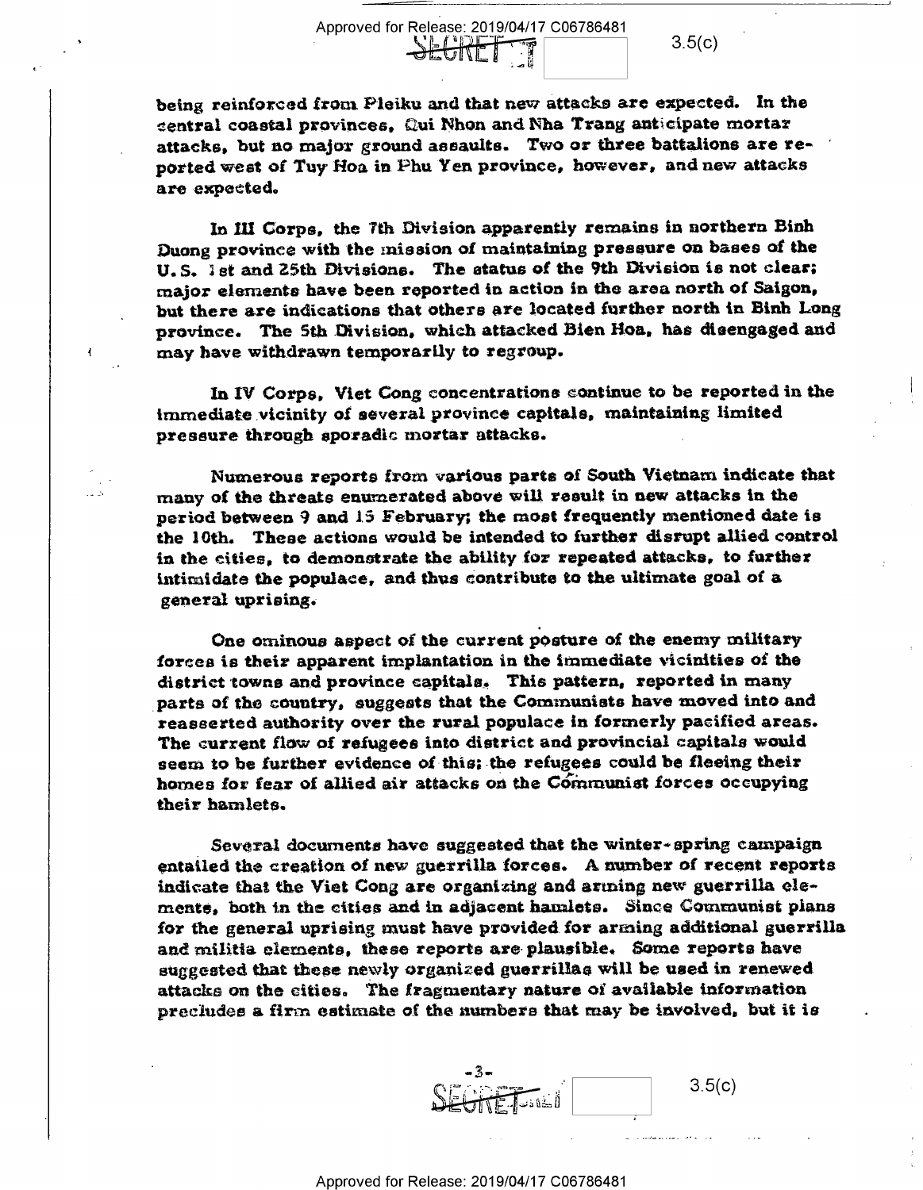being reinforced from Pleiku and that new attacks are expected. In the central coastal provinces, Qui Nhon and Nha Trang anticipate mortar attacks, but no major ground assaults. Two or three battalions are reported west of Tuy Hoa in Phu Yen province, however, and new attacks are expected.

In III Corps, the 7th Division apparently remains in northern Binh Duong province with the mission of maintaining pressure on bases of the U.S. 1st and 25th Divisions. The status of the 9th Division is not clear; major elements have been reported in action in the area north of Saigon, but there are indications that others are located further north in Binh Long province. The 5th Division, which attacked Bien Hoa, has disengaged and may have withdrawn temporarily to regroup.

In IV Corps, Viet Cong concentrations continue to be reported in the immediate vicinity of several province capitals, maintaining limited pressure through sporadic mortar attacks.

Numerous reports from various parts of South Vietnam indicate that many of the threats enumerated above will result in new attacks in the period between 9 and 15 February; the most frequently mentioned date is the 10th. These actions would be intended to further disrupt allied control in the cities, to demonstrate the ability for repeated attacks, to further intimidate the populace, and thus contribute to the ultimate goal of a general uprising.

One ominous aspect of the current posture of the enemy military forces is their apparent implantation in the immediate vicinities of the district towns and province capitals. This pattern, reported in many parts of the country, suggests that the Communists have moved into and reasserted authority over the rural populace in formerly pacified areas. The current flow of refugees into district and provincial capitals would seem to be further evidence of this; the refugees could be fleeing their homes for fear of allied air attacks on the Communist forces occupying their hamlets.

Several documents have suggested that the winter-spring campaign entailed the creation of new guerrilla forces. A number of recent reports indicate that the Viet Cong are organizing and arming new guerrilla elements, both in the cities and in adjacent hamlets. Since Communist plans for the general uprising must have provided for arming additional guerrilla and militia elements, these reports are plausible. Some reports have suggested that these newly organized guerrillas will be used in renewed attacks on the cities. The fragmentary nature of available information precludes a firm estimate of the numbers that may be involved, but it is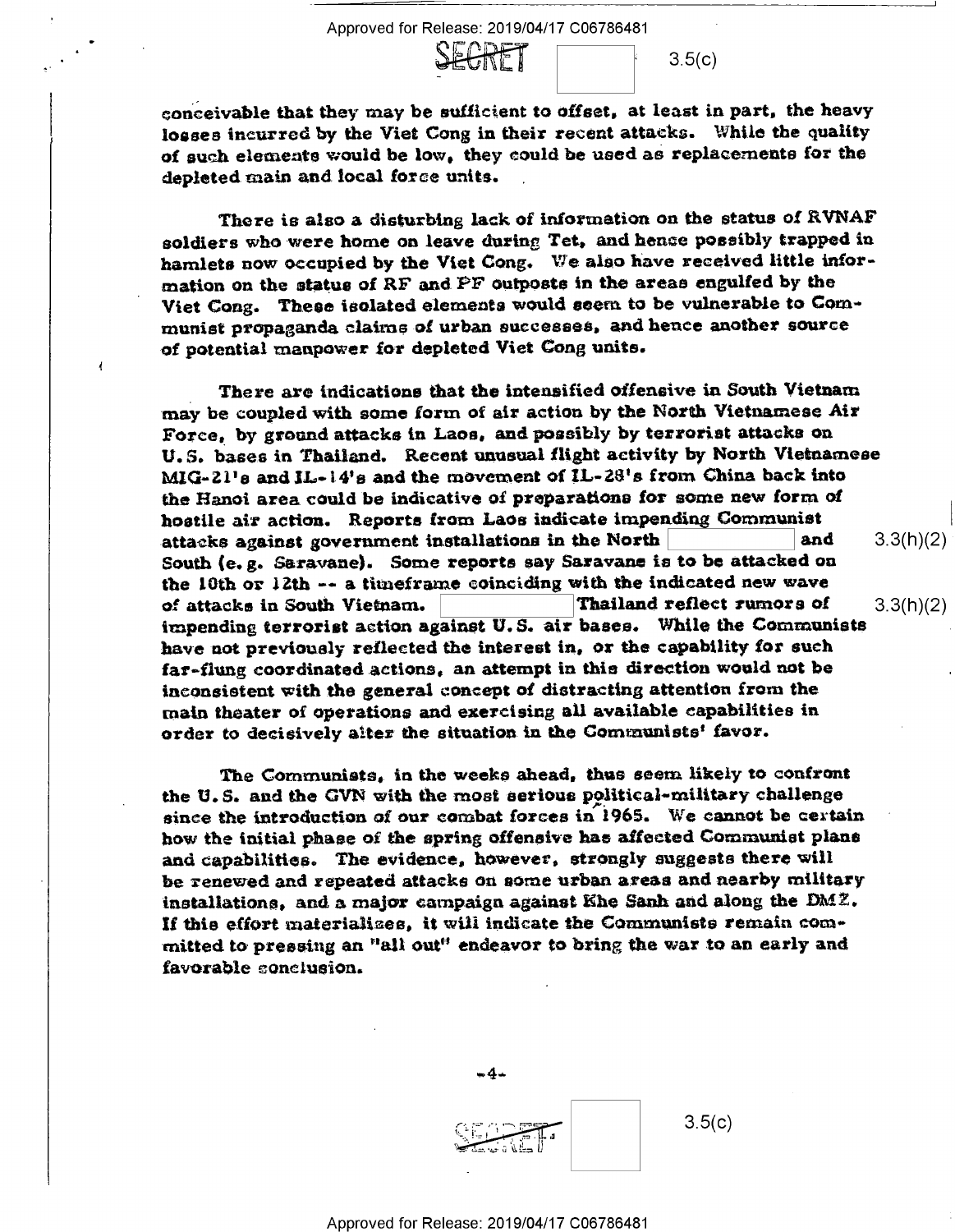conceivable that they may be sufficient to offset, at least in part, the heavy losses incurred by the Viet Cong in their recent attacks. While the quality of such elements would be low, they could be used as replacements for the depleted main and local force units.

There is also a disturbing lack of information on the status of RVNAF soldiers who were home on leave during Tet, and hence possibly trapped in hamlets now occupied by the Viet Cong. We also have received little information on the status of RF and PF outposts in the areas engulfed by the Viet Cong. These isolated elements would seem to be vulnerable to Communist propaganda claims of urban successes, and hence another source of potential manpower for depleted Viet Cong units.

There are indications that the intensified offensive in South Vietnam may be coupled with some form of air action by the North Vietnamese Air Force, by ground attacks in Laos, and possibly by terrorist attacks on U.S. bases in Thailand. Recent unusual flight activity by North Vietnamese MIG-21's and IL-14's and the movement of IL-28's from China back into the Hanoi area could be indicative of preparations for some new form of hostile air action. Reports from Laos indicate impending Communist attacks against government installations in the North [ ] and South (e.g. Saravane). Some reports say Saravane is to be attacked on the 10th or 12th -- a timeframe coinciding with the indicated new wave of attacks in South Vietnam. [ ] Thailand reflect rumors of impending terrorist action against U.S. air bases. While the Communists have not previously reflected the interest in, or the capability for such far-flung coordinated actions, an attempt in this direction would not be inconsistent with the general concept of distracting attention from the main theater of operations and exercising all available capabilities in order to decisively alter the situation in the Communists' favor.

The Communists, in the weeks ahead, thus seem likely to confront the U.S. and the GVN with the most serious political-military challenge since the introduction of our combat forces in 1965. We cannot be certain how the initial phase of the spring offensive has affected Communist plans and capabilities. The evidence, however, strongly suggests there will be renewed and repeated attacks on some urban areas and nearby military installations, and a major campaign against Khe Sanh and along the DMZ. If this effort materializes, it will indicate the Communists remain committed to pressing an "all out" endeavor to bring the war to an early and favorable conclusion.